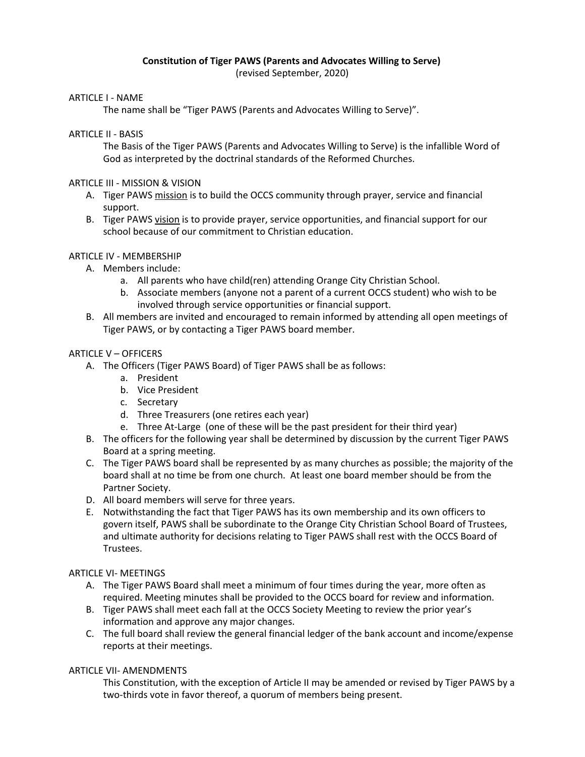# Constitution of Tiger PAWS (Parents and Advocates Willing to Serve)

(revised September, 2020)

## ARTICLE I - NAME

The name shall be "Tiger PAWS (Parents and Advocates Willing to Serve)".

## ARTICLE II - BASIS

The Basis of the Tiger PAWS (Parents and Advocates Willing to Serve) is the infallible Word of God as interpreted by the doctrinal standards of the Reformed Churches.

## ARTICLE III - MISSION & VISION

A. Tiger PAWS <u>mission</u> is to build the OCCS community through prayer, service and financial support.

B. Tiger PAWS <u>vision</u> is to provide prayer, service opportunities, and financial support for our school because of our commitment to Christian education.

## ARTICLE IV - MEMBERSHIP

A. Members include:
   a. All parents who have child(ren) attending Orange City Christian School.
   b. Associate members (anyone not a parent of a current OCCS student) who wish to be involved through service opportunities or financial support.

B. All members are invited and encouraged to remain informed by attending all open meetings of Tiger PAWS, or by contacting a Tiger PAWS board member.

## ARTICLE V – OFFICERS

A. The Officers (Tiger PAWS Board) of Tiger PAWS shall be as follows:
   a. President
   b. Vice President
   c. Secretary
   d. Three Treasurers (one retires each year)
   e. Three At-Large (one of these will be the past president for their third year)

B. The officers for the following year shall be determined by discussion by the current Tiger PAWS Board at a spring meeting.

C. The Tiger PAWS board shall be represented by as many churches as possible; the majority of the board shall at no time be from one church. At least one board member should be from the Partner Society.

D. All board members will serve for three years.

E. Notwithstanding the fact that Tiger PAWS has its own membership and its own officers to govern itself, PAWS shall be subordinate to the Orange City Christian School Board of Trustees, and ultimate authority for decisions relating to Tiger PAWS shall rest with the OCCS Board of Trustees.

## ARTICLE VI- MEETINGS

A. The Tiger PAWS Board shall meet a minimum of four times during the year, more often as required. Meeting minutes shall be provided to the OCCS board for review and information.

B. Tiger PAWS shall meet each fall at the OCCS Society Meeting to review the prior year's information and approve any major changes.

C. The full board shall review the general financial ledger of the bank account and income/expense reports at their meetings.

## ARTICLE VII- AMENDMENTS

This Constitution, with the exception of Article II may be amended or revised by Tiger PAWS by a two-thirds vote in favor thereof, a quorum of members being present.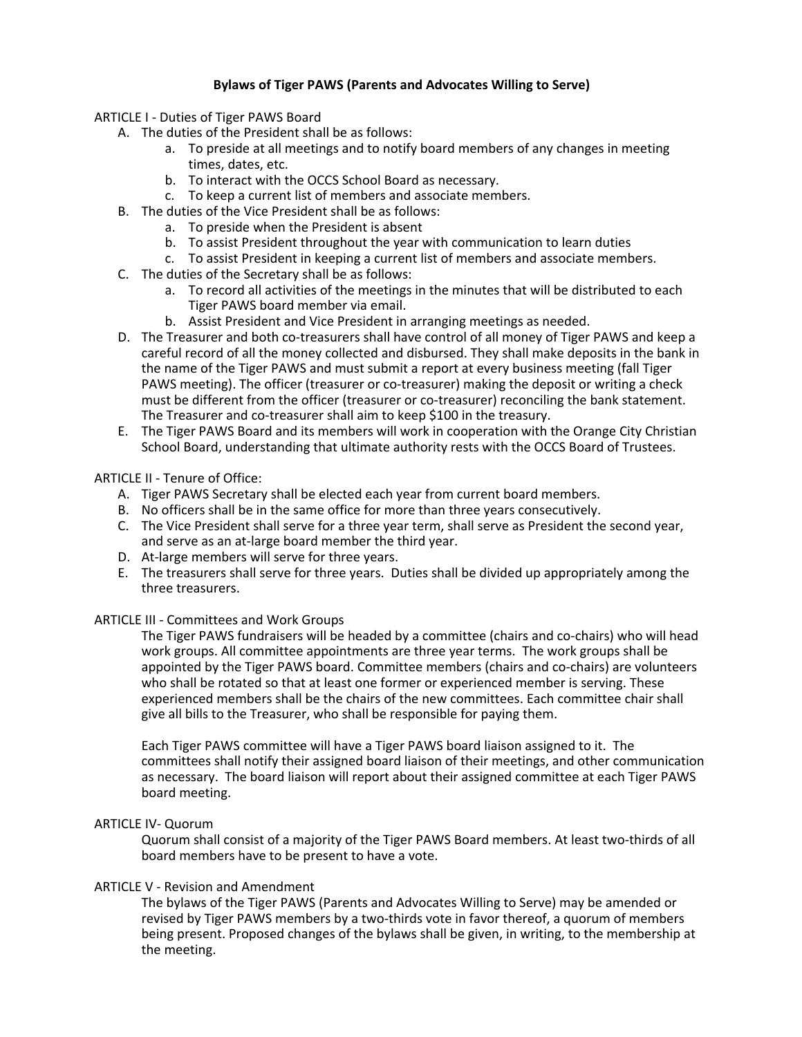# Bylaws of Tiger PAWS (Parents and Advocates Willing to Serve)

ARTICLE I - Duties of Tiger PAWS Board

- A. The duties of the President shall be as follows:
  - a. To preside at all meetings and to notify board members of any changes in meeting times, dates, etc.
  - b. To interact with the OCCS School Board as necessary.
  - c. To keep a current list of members and associate members.
- B. The duties of the Vice President shall be as follows:
  - a. To preside when the President is absent
  - b. To assist President throughout the year with communication to learn duties
  - c. To assist President in keeping a current list of members and associate members.
- C. The duties of the Secretary shall be as follows:
  - a. To record all activities of the meetings in the minutes that will be distributed to each Tiger PAWS board member via email.
  - b. Assist President and Vice President in arranging meetings as needed.
- D. The Treasurer and both co-treasurers shall have control of all money of Tiger PAWS and keep a careful record of all the money collected and disbursed. They shall make deposits in the bank in the name of the Tiger PAWS and must submit a report at every business meeting (fall Tiger PAWS meeting). The officer (treasurer or co-treasurer) making the deposit or writing a check must be different from the officer (treasurer or co-treasurer) reconciling the bank statement. The Treasurer and co-treasurer shall aim to keep $100 in the treasury.
- E. The Tiger PAWS Board and its members will work in cooperation with the Orange City Christian School Board, understanding that ultimate authority rests with the OCCS Board of Trustees.

ARTICLE II - Tenure of Office:

- A. Tiger PAWS Secretary shall be elected each year from current board members.
- B. No officers shall be in the same office for more than three years consecutively.
- C. The Vice President shall serve for a three year term, shall serve as President the second year, and serve as an at-large board member the third year.
- D. At-large members will serve for three years.
- E. The treasurers shall serve for three years. Duties shall be divided up appropriately among the three treasurers.

ARTICLE III - Committees and Work Groups

The Tiger PAWS fundraisers will be headed by a committee (chairs and co-chairs) who will head work groups. All committee appointments are three year terms. The work groups shall be appointed by the Tiger PAWS board. Committee members (chairs and co-chairs) are volunteers who shall be rotated so that at least one former or experienced member is serving. These experienced members shall be the chairs of the new committees. Each committee chair shall give all bills to the Treasurer, who shall be responsible for paying them.

Each Tiger PAWS committee will have a Tiger PAWS board liaison assigned to it. The committees shall notify their assigned board liaison of their meetings, and other communication as necessary. The board liaison will report about their assigned committee at each Tiger PAWS board meeting.

ARTICLE IV- Quorum

Quorum shall consist of a majority of the Tiger PAWS Board members. At least two-thirds of all board members have to be present to have a vote.

ARTICLE V - Revision and Amendment

The bylaws of the Tiger PAWS (Parents and Advocates Willing to Serve) may be amended or revised by Tiger PAWS members by a two-thirds vote in favor thereof, a quorum of members being present. Proposed changes of the bylaws shall be given, in writing, to the membership at the meeting.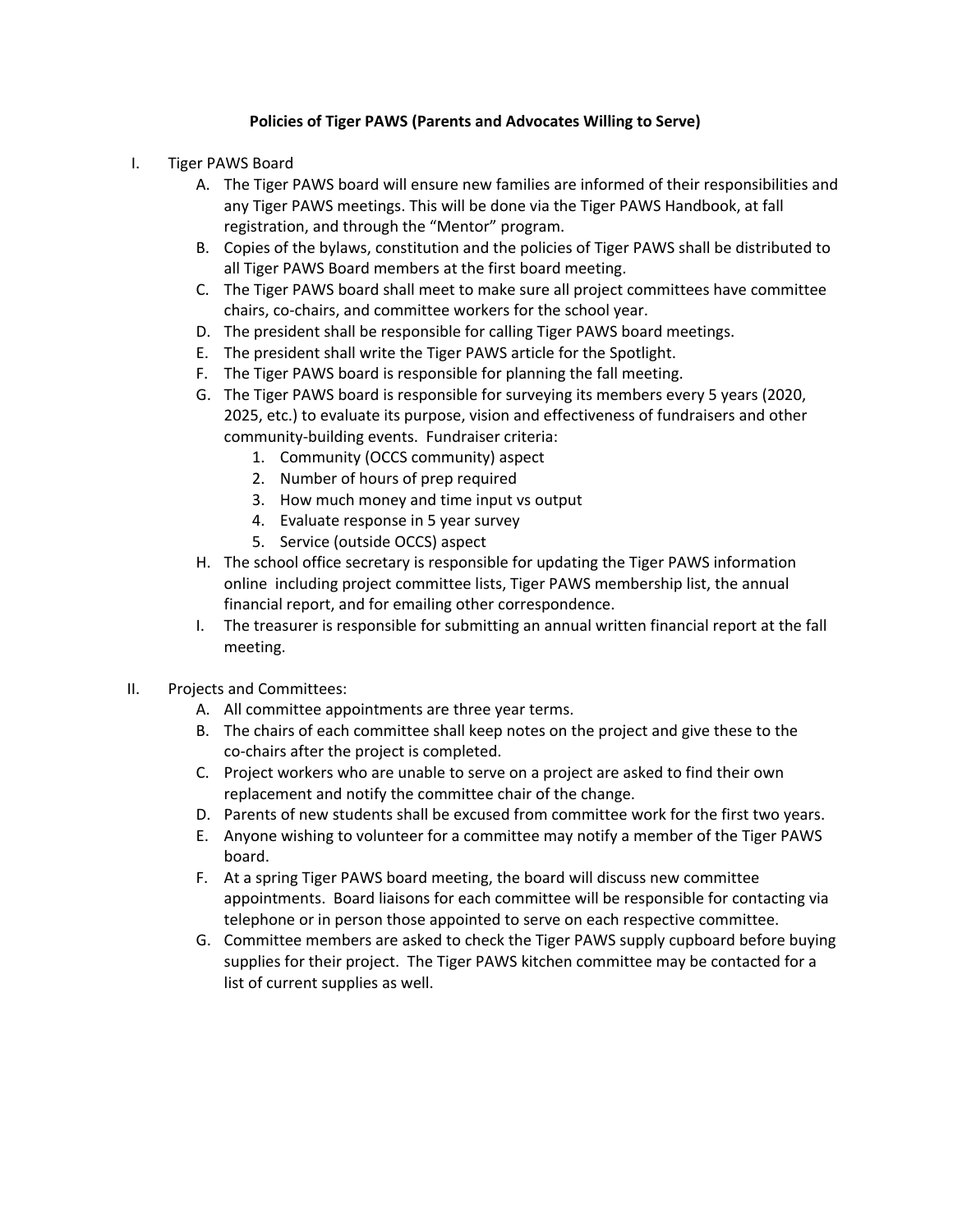**Policies of Tiger PAWS (Parents and Advocates Willing to Serve)**

I. Tiger PAWS Board

   A. The Tiger PAWS board will ensure new families are informed of their responsibilities and any Tiger PAWS meetings. This will be done via the Tiger PAWS Handbook, at fall registration, and through the "Mentor" program.

   B. Copies of the bylaws, constitution and the policies of Tiger PAWS shall be distributed to all Tiger PAWS Board members at the first board meeting.

   C. The Tiger PAWS board shall meet to make sure all project committees have committee chairs, co-chairs, and committee workers for the school year.

   D. The president shall be responsible for calling Tiger PAWS board meetings.

   E. The president shall write the Tiger PAWS article for the Spotlight.

   F. The Tiger PAWS board is responsible for planning the fall meeting.

   G. The Tiger PAWS board is responsible for surveying its members every 5 years (2020, 2025, etc.) to evaluate its purpose, vision and effectiveness of fundraisers and other community-building events. Fundraiser criteria:

      1. Community (OCCS community) aspect
      2. Number of hours of prep required
      3. How much money and time input vs output
      4. Evaluate response in 5 year survey
      5. Service (outside OCCS) aspect

   H. The school office secretary is responsible for updating the Tiger PAWS information online including project committee lists, Tiger PAWS membership list, the annual financial report, and for emailing other correspondence.

   I. The treasurer is responsible for submitting an annual written financial report at the fall meeting.

II. Projects and Committees:

   A. All committee appointments are three year terms.

   B. The chairs of each committee shall keep notes on the project and give these to the co-chairs after the project is completed.

   C. Project workers who are unable to serve on a project are asked to find their own replacement and notify the committee chair of the change.

   D. Parents of new students shall be excused from committee work for the first two years.

   E. Anyone wishing to volunteer for a committee may notify a member of the Tiger PAWS board.

   F. At a spring Tiger PAWS board meeting, the board will discuss new committee appointments. Board liaisons for each committee will be responsible for contacting via telephone or in person those appointed to serve on each respective committee.

   G. Committee members are asked to check the Tiger PAWS supply cupboard before buying supplies for their project. The Tiger PAWS kitchen committee may be contacted for a list of current supplies as well.